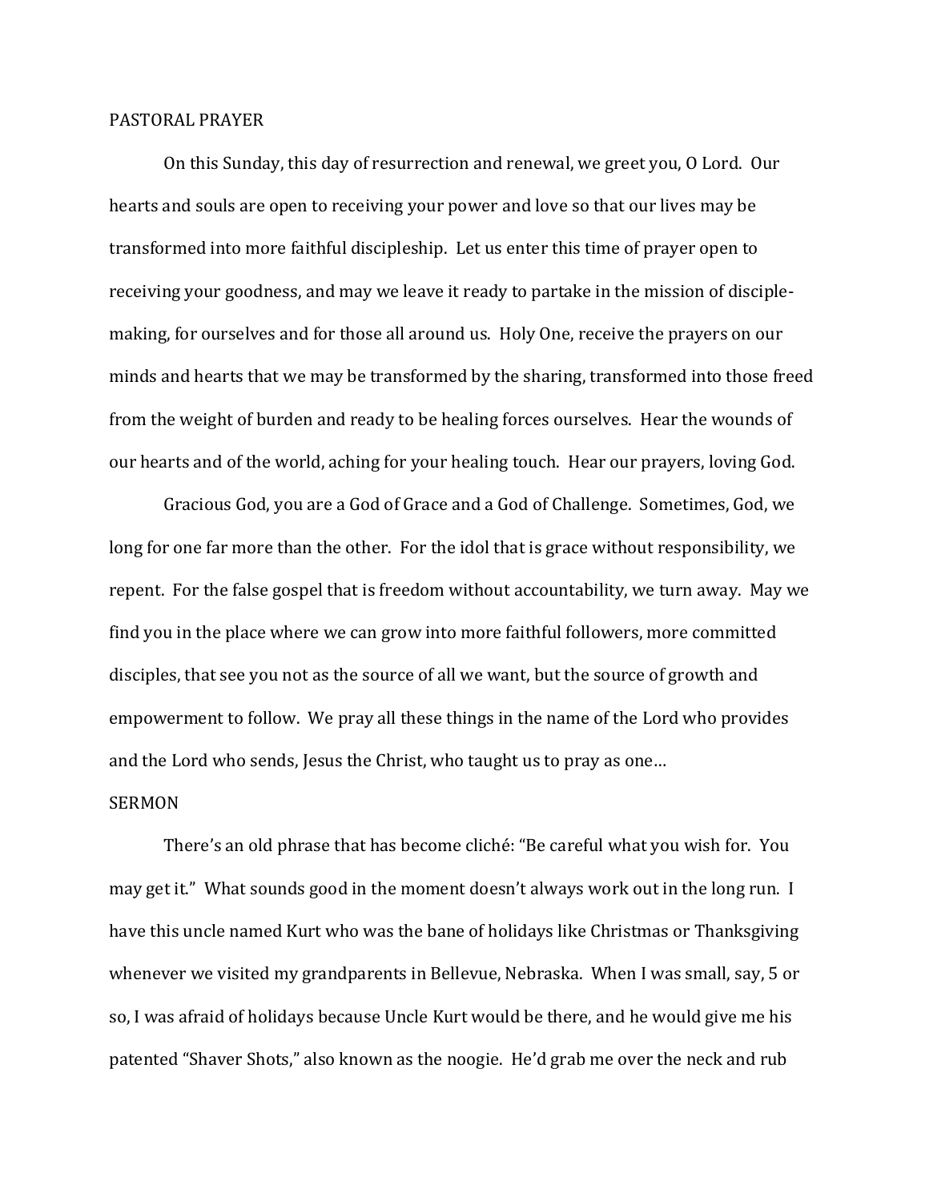## PASTORAL PRAYER

On this Sunday, this day of resurrection and renewal, we greet you, O Lord. Our hearts and souls are open to receiving your power and love so that our lives may be transformed into more faithful discipleship. Let us enter this time of prayer open to receiving your goodness, and may we leave it ready to partake in the mission of disciple-making, for ourselves and for those all around us. Holy One, receive the prayers on our minds and hearts that we may be transformed by the sharing, transformed into those freed from the weight of burden and ready to be healing forces ourselves. Hear the wounds of our hearts and of the world, aching for your healing touch. Hear our prayers, loving God.

Gracious God, you are a God of Grace and a God of Challenge. Sometimes, God, we long for one far more than the other. For the idol that is grace without responsibility, we repent. For the false gospel that is freedom without accountability, we turn away. May we find you in the place where we can grow into more faithful followers, more committed disciples, that see you not as the source of all we want, but the source of growth and empowerment to follow. We pray all these things in the name of the Lord who provides and the Lord who sends, Jesus the Christ, who taught us to pray as one…

## SERMON

There's an old phrase that has become cliché: "Be careful what you wish for. You may get it." What sounds good in the moment doesn't always work out in the long run. I have this uncle named Kurt who was the bane of holidays like Christmas or Thanksgiving whenever we visited my grandparents in Bellevue, Nebraska. When I was small, say, 5 or so, I was afraid of holidays because Uncle Kurt would be there, and he would give me his patented "Shaver Shots," also known as the noogie. He'd grab me over the neck and rub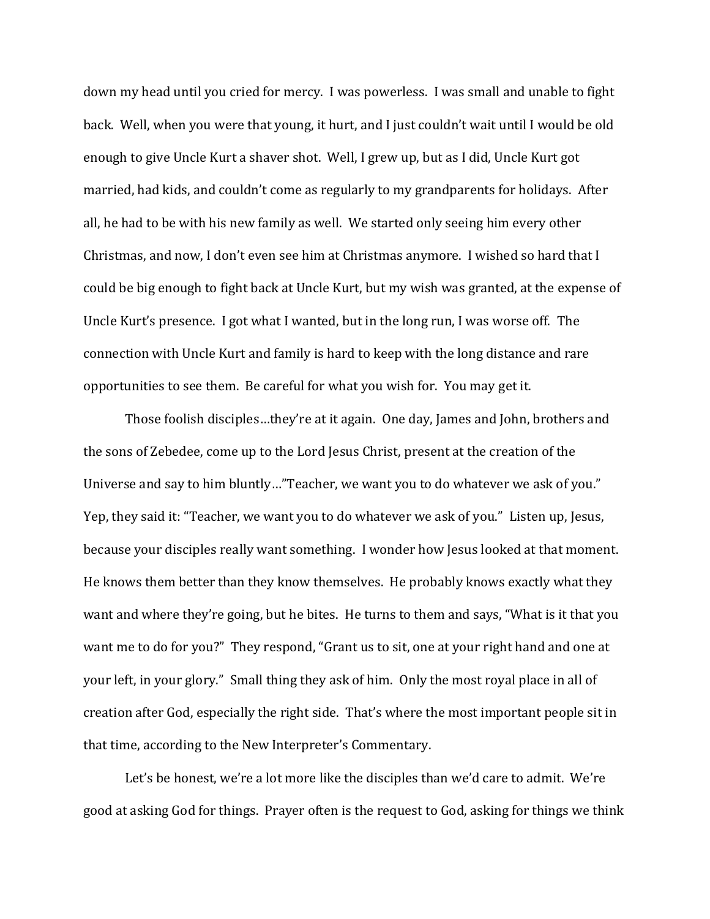down my head until you cried for mercy. I was powerless. I was small and unable to fight back. Well, when you were that young, it hurt, and I just couldn't wait until I would be old enough to give Uncle Kurt a shaver shot. Well, I grew up, but as I did, Uncle Kurt got married, had kids, and couldn't come as regularly to my grandparents for holidays. After all, he had to be with his new family as well. We started only seeing him every other Christmas, and now, I don't even see him at Christmas anymore. I wished so hard that I could be big enough to fight back at Uncle Kurt, but my wish was granted, at the expense of Uncle Kurt's presence. I got what I wanted, but in the long run, I was worse off. The connection with Uncle Kurt and family is hard to keep with the long distance and rare opportunities to see them. Be careful for what you wish for. You may get it.

Those foolish disciples…they're at it again. One day, James and John, brothers and the sons of Zebedee, come up to the Lord Jesus Christ, present at the creation of the Universe and say to him bluntly…"Teacher, we want you to do whatever we ask of you." Yep, they said it: "Teacher, we want you to do whatever we ask of you." Listen up, Jesus, because your disciples really want something. I wonder how Jesus looked at that moment. He knows them better than they know themselves. He probably knows exactly what they want and where they're going, but he bites. He turns to them and says, "What is it that you want me to do for you?" They respond, "Grant us to sit, one at your right hand and one at your left, in your glory." Small thing they ask of him. Only the most royal place in all of creation after God, especially the right side. That's where the most important people sit in that time, according to the New Interpreter's Commentary.

Let's be honest, we're a lot more like the disciples than we'd care to admit. We're good at asking God for things. Prayer often is the request to God, asking for things we think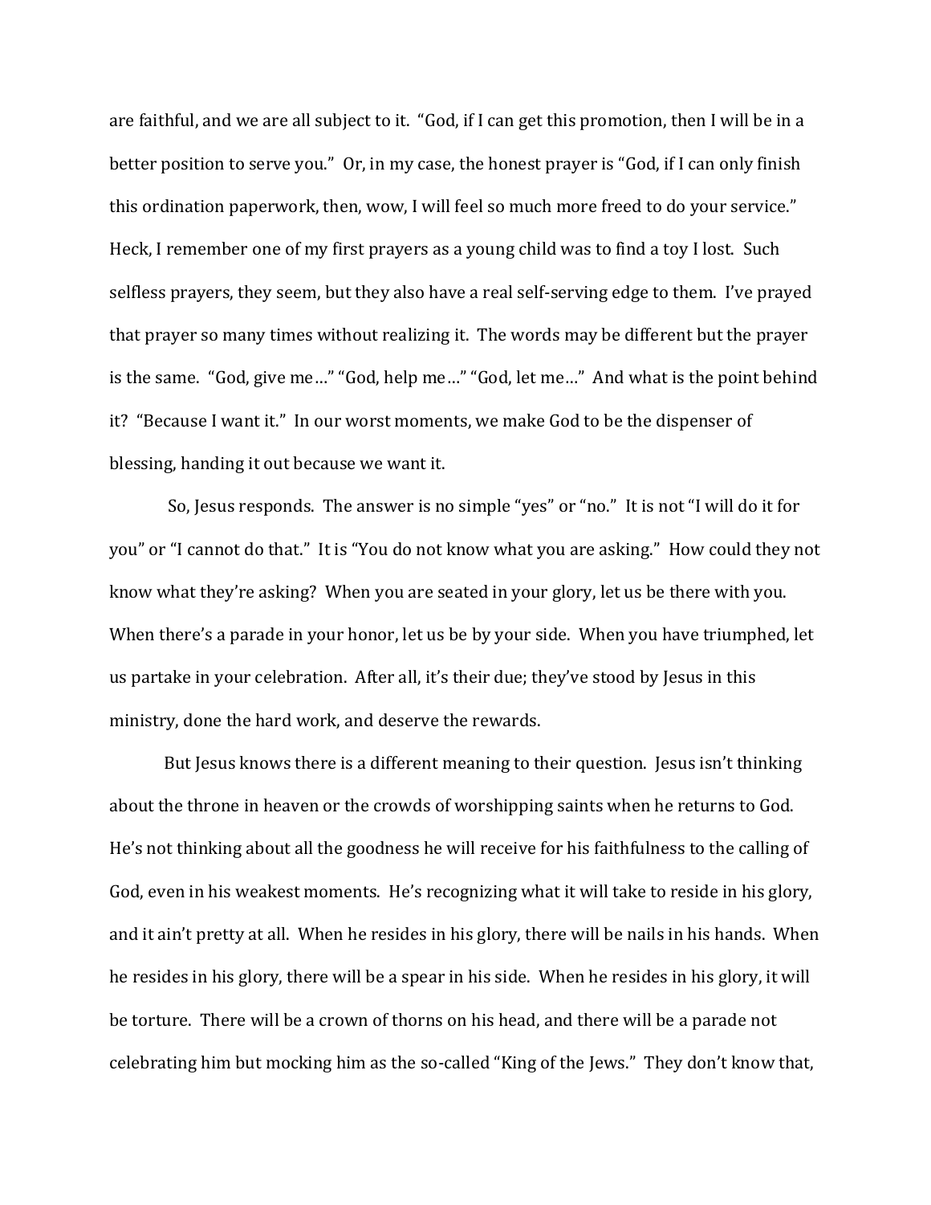are faithful, and we are all subject to it. "God, if I can get this promotion, then I will be in a better position to serve you." Or, in my case, the honest prayer is "God, if I can only finish this ordination paperwork, then, wow, I will feel so much more freed to do your service." Heck, I remember one of my first prayers as a young child was to find a toy I lost. Such selfless prayers, they seem, but they also have a real self-serving edge to them. I've prayed that prayer so many times without realizing it. The words may be different but the prayer is the same. "God, give me…" "God, help me…" "God, let me…" And what is the point behind it? "Because I want it." In our worst moments, we make God to be the dispenser of blessing, handing it out because we want it.

So, Jesus responds. The answer is no simple "yes" or "no." It is not "I will do it for you" or "I cannot do that." It is "You do not know what you are asking." How could they not know what they're asking? When you are seated in your glory, let us be there with you. When there's a parade in your honor, let us be by your side. When you have triumphed, let us partake in your celebration. After all, it's their due; they've stood by Jesus in this ministry, done the hard work, and deserve the rewards.

But Jesus knows there is a different meaning to their question. Jesus isn't thinking about the throne in heaven or the crowds of worshipping saints when he returns to God. He's not thinking about all the goodness he will receive for his faithfulness to the calling of God, even in his weakest moments. He's recognizing what it will take to reside in his glory, and it ain't pretty at all. When he resides in his glory, there will be nails in his hands. When he resides in his glory, there will be a spear in his side. When he resides in his glory, it will be torture. There will be a crown of thorns on his head, and there will be a parade not celebrating him but mocking him as the so-called "King of the Jews." They don't know that,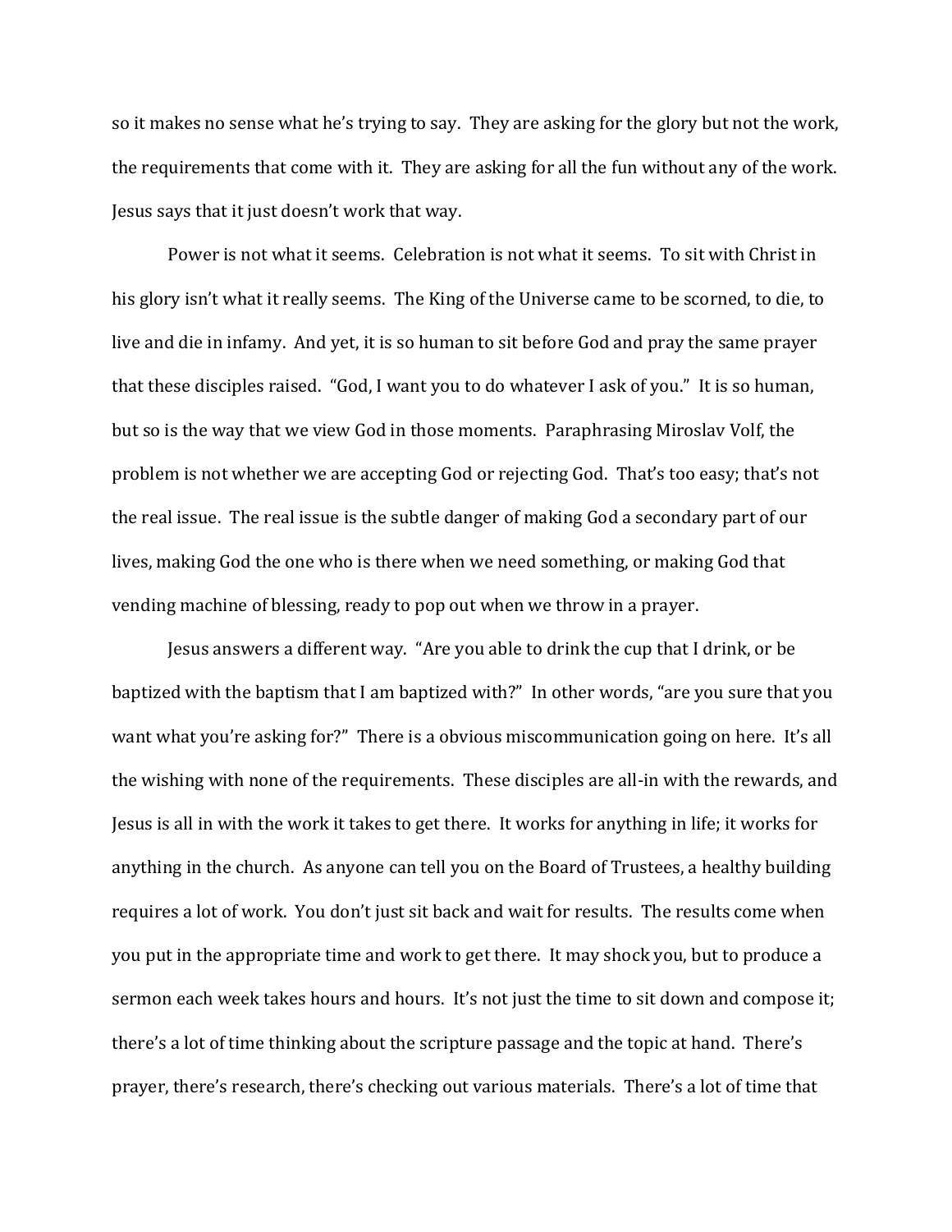so it makes no sense what he's trying to say. They are asking for the glory but not the work, the requirements that come with it. They are asking for all the fun without any of the work. Jesus says that it just doesn't work that way.

Power is not what it seems. Celebration is not what it seems. To sit with Christ in his glory isn't what it really seems. The King of the Universe came to be scorned, to die, to live and die in infamy. And yet, it is so human to sit before God and pray the same prayer that these disciples raised. "God, I want you to do whatever I ask of you." It is so human, but so is the way that we view God in those moments. Paraphrasing Miroslav Volf, the problem is not whether we are accepting God or rejecting God. That's too easy; that's not the real issue. The real issue is the subtle danger of making God a secondary part of our lives, making God the one who is there when we need something, or making God that vending machine of blessing, ready to pop out when we throw in a prayer.

Jesus answers a different way. "Are you able to drink the cup that I drink, or be baptized with the baptism that I am baptized with?" In other words, "are you sure that you want what you're asking for?" There is a obvious miscommunication going on here. It's all the wishing with none of the requirements. These disciples are all-in with the rewards, and Jesus is all in with the work it takes to get there. It works for anything in life; it works for anything in the church. As anyone can tell you on the Board of Trustees, a healthy building requires a lot of work. You don't just sit back and wait for results. The results come when you put in the appropriate time and work to get there. It may shock you, but to produce a sermon each week takes hours and hours. It's not just the time to sit down and compose it; there's a lot of time thinking about the scripture passage and the topic at hand. There's prayer, there's research, there's checking out various materials. There's a lot of time that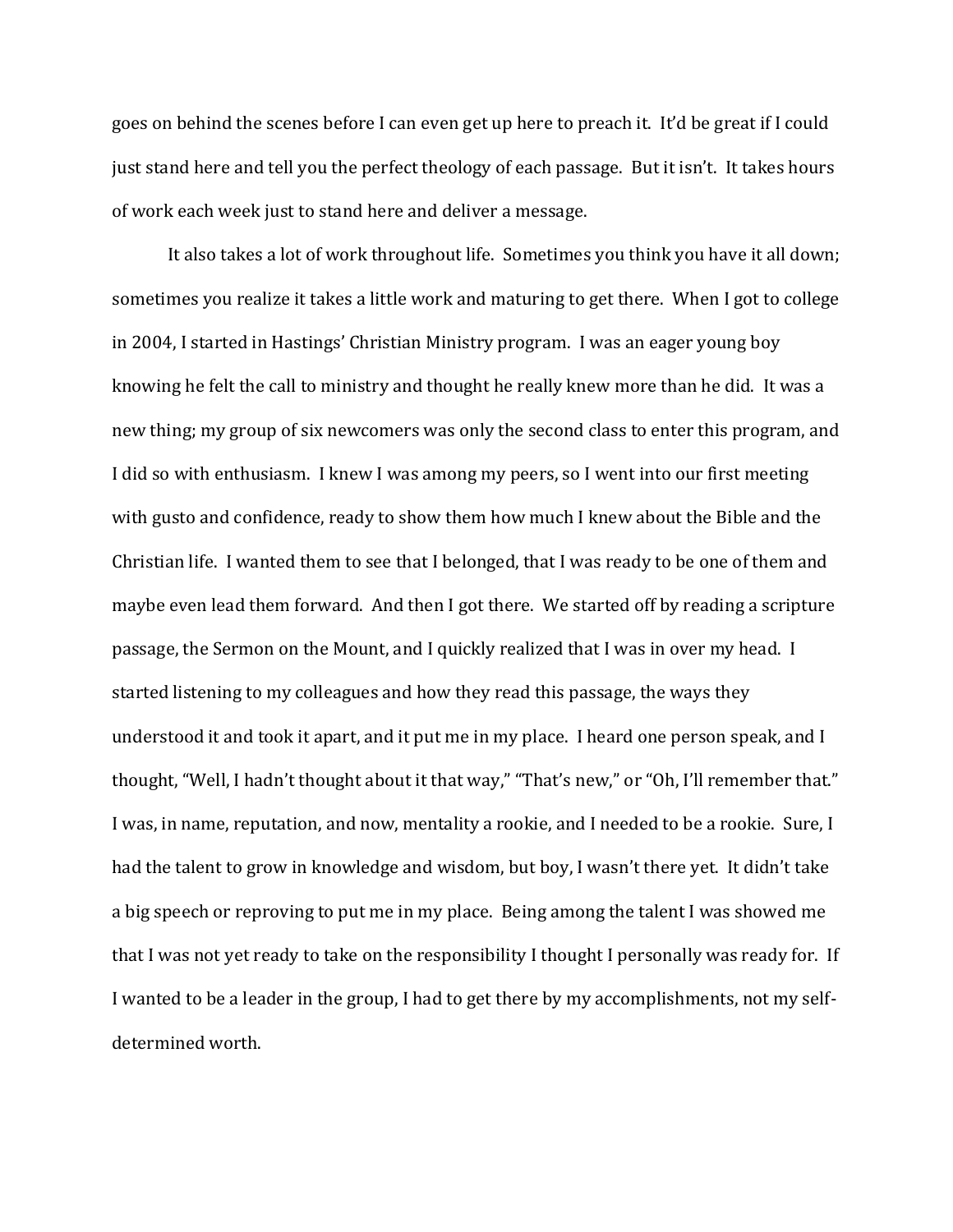goes on behind the scenes before I can even get up here to preach it. It'd be great if I could just stand here and tell you the perfect theology of each passage. But it isn't. It takes hours of work each week just to stand here and deliver a message.

It also takes a lot of work throughout life. Sometimes you think you have it all down; sometimes you realize it takes a little work and maturing to get there. When I got to college in 2004, I started in Hastings' Christian Ministry program. I was an eager young boy knowing he felt the call to ministry and thought he really knew more than he did. It was a new thing; my group of six newcomers was only the second class to enter this program, and I did so with enthusiasm. I knew I was among my peers, so I went into our first meeting with gusto and confidence, ready to show them how much I knew about the Bible and the Christian life. I wanted them to see that I belonged, that I was ready to be one of them and maybe even lead them forward. And then I got there. We started off by reading a scripture passage, the Sermon on the Mount, and I quickly realized that I was in over my head. I started listening to my colleagues and how they read this passage, the ways they understood it and took it apart, and it put me in my place. I heard one person speak, and I thought, "Well, I hadn't thought about it that way," "That's new," or "Oh, I'll remember that." I was, in name, reputation, and now, mentality a rookie, and I needed to be a rookie. Sure, I had the talent to grow in knowledge and wisdom, but boy, I wasn't there yet. It didn't take a big speech or reproving to put me in my place. Being among the talent I was showed me that I was not yet ready to take on the responsibility I thought I personally was ready for. If I wanted to be a leader in the group, I had to get there by my accomplishments, not my self-determined worth.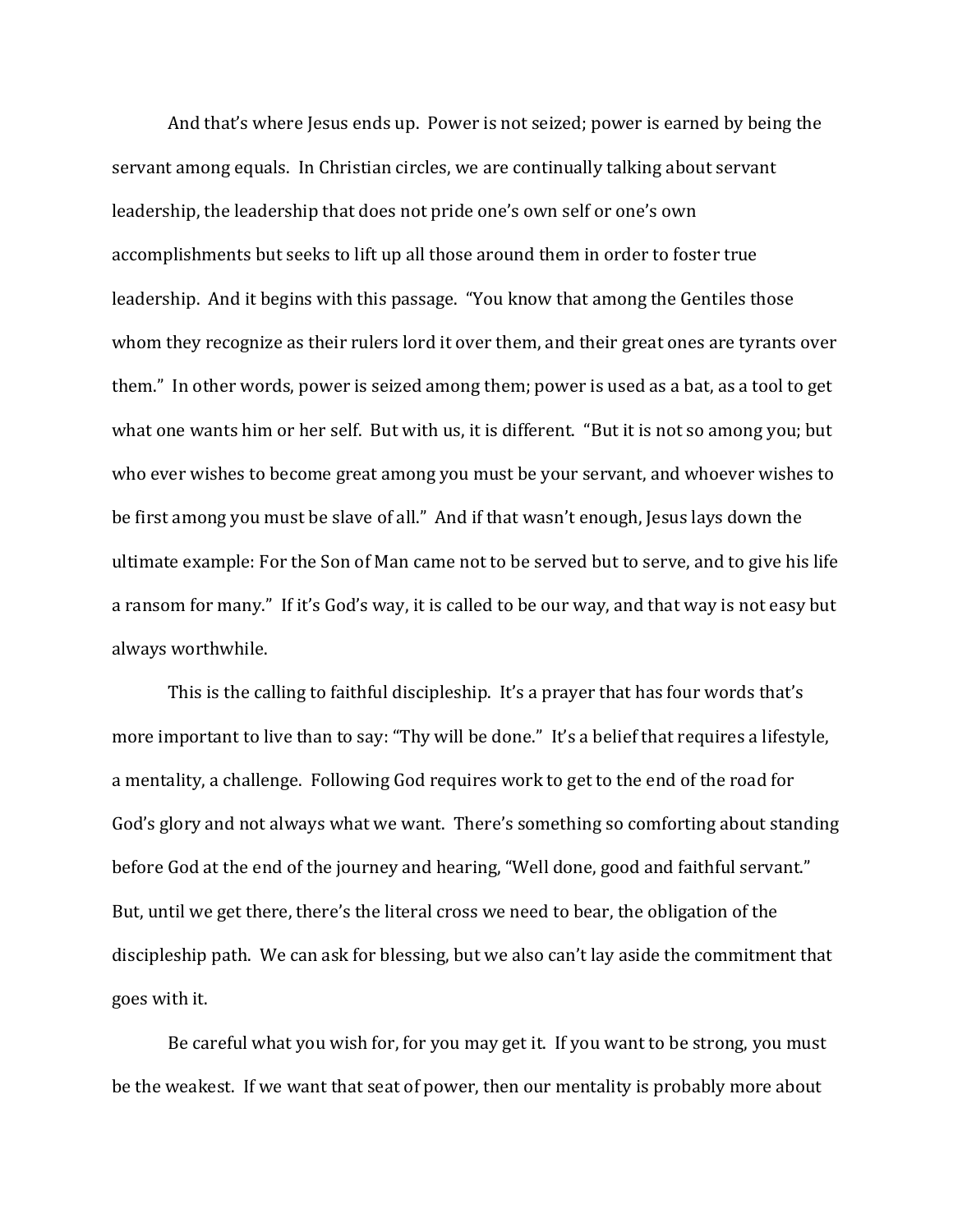And that's where Jesus ends up. Power is not seized; power is earned by being the servant among equals. In Christian circles, we are continually talking about servant leadership, the leadership that does not pride one's own self or one's own accomplishments but seeks to lift up all those around them in order to foster true leadership. And it begins with this passage. "You know that among the Gentiles those whom they recognize as their rulers lord it over them, and their great ones are tyrants over them." In other words, power is seized among them; power is used as a bat, as a tool to get what one wants him or her self. But with us, it is different. "But it is not so among you; but who ever wishes to become great among you must be your servant, and whoever wishes to be first among you must be slave of all." And if that wasn't enough, Jesus lays down the ultimate example: For the Son of Man came not to be served but to serve, and to give his life a ransom for many." If it's God's way, it is called to be our way, and that way is not easy but always worthwhile.

This is the calling to faithful discipleship. It's a prayer that has four words that's more important to live than to say: "Thy will be done." It's a belief that requires a lifestyle, a mentality, a challenge. Following God requires work to get to the end of the road for God's glory and not always what we want. There's something so comforting about standing before God at the end of the journey and hearing, "Well done, good and faithful servant." But, until we get there, there's the literal cross we need to bear, the obligation of the discipleship path. We can ask for blessing, but we also can't lay aside the commitment that goes with it.

Be careful what you wish for, for you may get it. If you want to be strong, you must be the weakest. If we want that seat of power, then our mentality is probably more about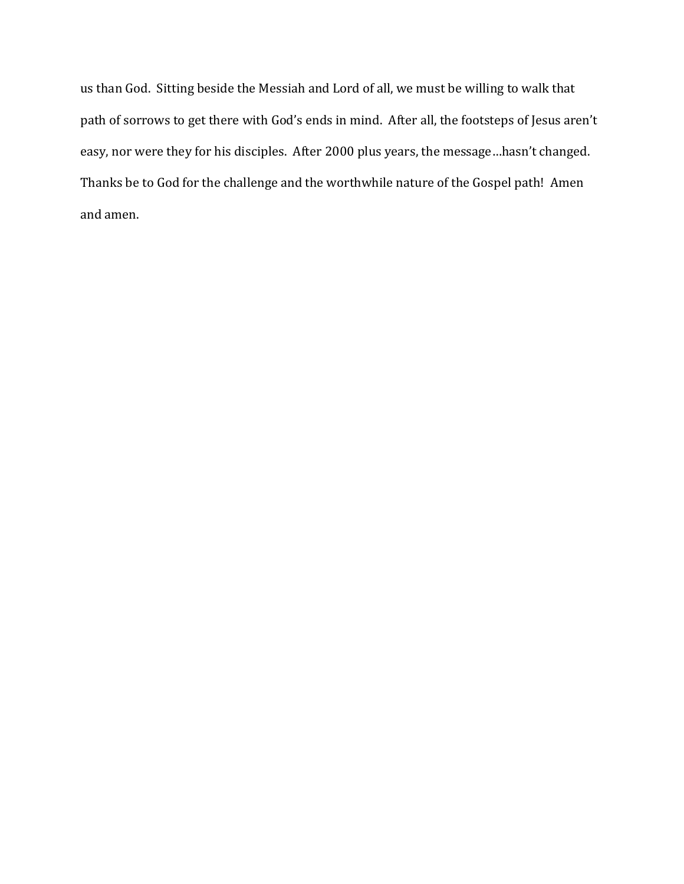us than God. Sitting beside the Messiah and Lord of all, we must be willing to walk that path of sorrows to get there with God's ends in mind. After all, the footsteps of Jesus aren't easy, nor were they for his disciples. After 2000 plus years, the message…hasn't changed. Thanks be to God for the challenge and the worthwhile nature of the Gospel path! Amen and amen.